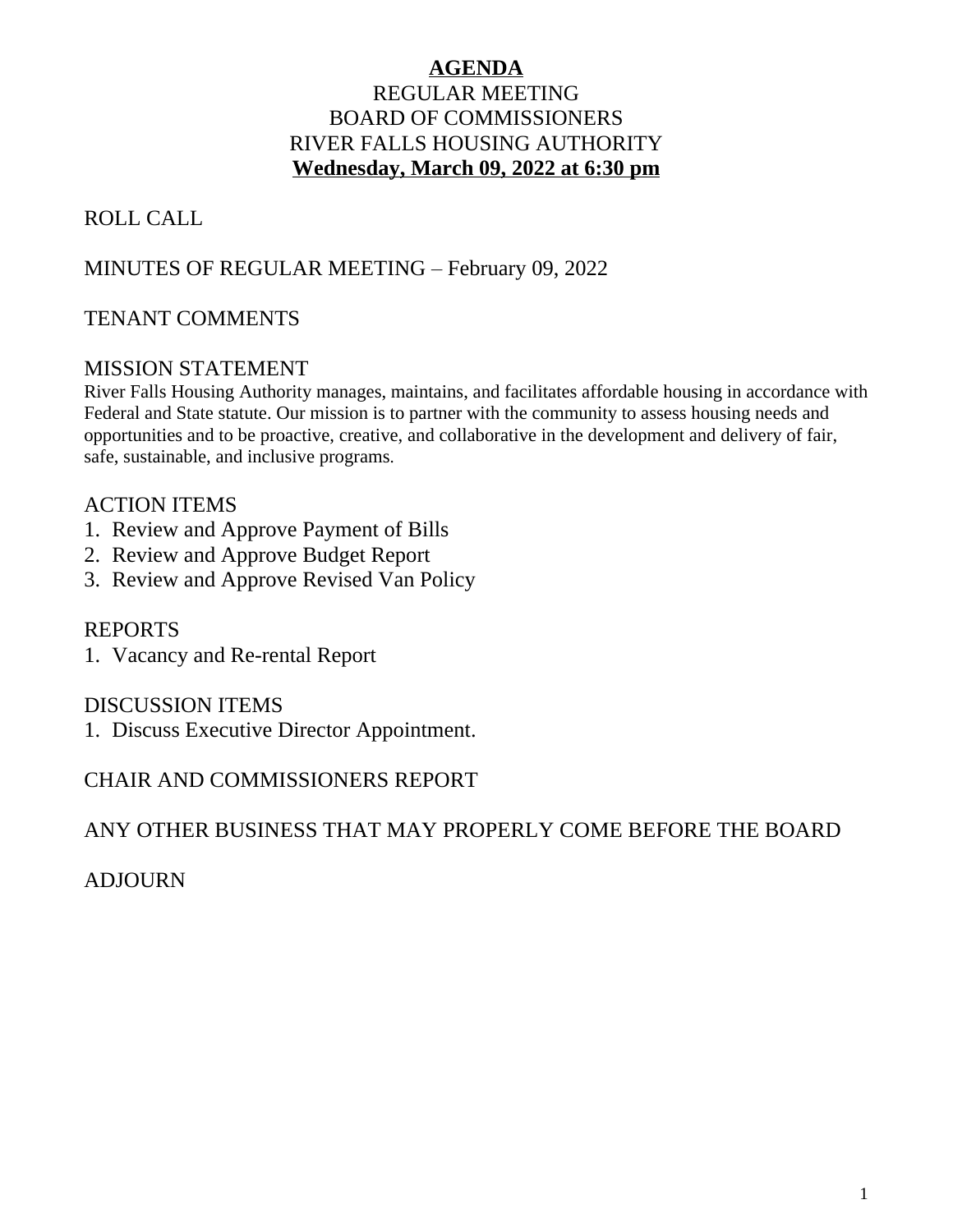# AGENDA

## REGULAR MEETING
## BOARD OF COMMISSIONERS
## RIVER FALLS HOUSING AUTHORITY
## **Wednesday, March 09, 2022 at 6:30 pm**

ROLL CALL

MINUTES OF REGULAR MEETING – February 09, 2022

TENANT COMMENTS

MISSION STATEMENT

River Falls Housing Authority manages, maintains, and facilitates affordable housing in accordance with Federal and State statute. Our mission is to partner with the community to assess housing needs and opportunities and to be proactive, creative, and collaborative in the development and delivery of fair, safe, sustainable, and inclusive programs.

ACTION ITEMS

1. Review and Approve Payment of Bills
2. Review and Approve Budget Report
3. Review and Approve Revised Van Policy

REPORTS

1. Vacancy and Re-rental Report

DISCUSSION ITEMS

1. Discuss Executive Director Appointment.

CHAIR AND COMMISSIONERS REPORT

ANY OTHER BUSINESS THAT MAY PROPERLY COME BEFORE THE BOARD

ADJOURN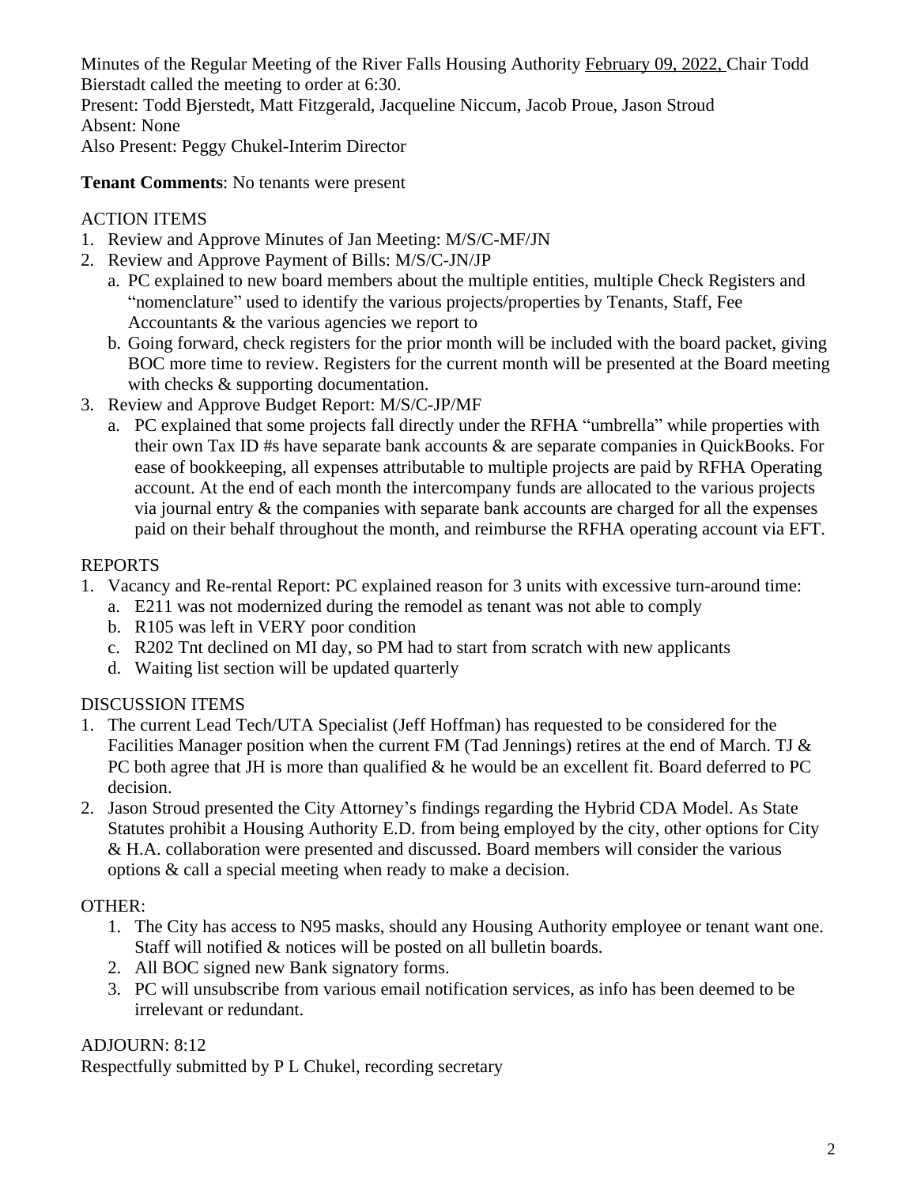Minutes of the Regular Meeting of the River Falls Housing Authority February 09, 2022, Chair Todd Bierstadt called the meeting to order at 6:30.
Present: Todd Bjerstedt, Matt Fitzgerald, Jacqueline Niccum, Jacob Proue, Jason Stroud
Absent: None
Also Present: Peggy Chukel-Interim Director

**Tenant Comments**: No tenants were present

ACTION ITEMS

1. Review and Approve Minutes of Jan Meeting: M/S/C-MF/JN
2. Review and Approve Payment of Bills: M/S/C-JN/JP
   a. PC explained to new board members about the multiple entities, multiple Check Registers and "nomenclature" used to identify the various projects/properties by Tenants, Staff, Fee Accountants & the various agencies we report to
   b. Going forward, check registers for the prior month will be included with the board packet, giving BOC more time to review. Registers for the current month will be presented at the Board meeting with checks & supporting documentation.
3. Review and Approve Budget Report: M/S/C-JP/MF
   a. PC explained that some projects fall directly under the RFHA "umbrella" while properties with their own Tax ID #s have separate bank accounts & are separate companies in QuickBooks. For ease of bookkeeping, all expenses attributable to multiple projects are paid by RFHA Operating account. At the end of each month the intercompany funds are allocated to the various projects via journal entry & the companies with separate bank accounts are charged for all the expenses paid on their behalf throughout the month, and reimburse the RFHA operating account via EFT.

REPORTS

1. Vacancy and Re-rental Report: PC explained reason for 3 units with excessive turn-around time:
   a. E211 was not modernized during the remodel as tenant was not able to comply
   b. R105 was left in VERY poor condition
   c. R202 Tnt declined on MI day, so PM had to start from scratch with new applicants
   d. Waiting list section will be updated quarterly

DISCUSSION ITEMS

1. The current Lead Tech/UTA Specialist (Jeff Hoffman) has requested to be considered for the Facilities Manager position when the current FM (Tad Jennings) retires at the end of March. TJ & PC both agree that JH is more than qualified & he would be an excellent fit. Board deferred to PC decision.
2. Jason Stroud presented the City Attorney's findings regarding the Hybrid CDA Model. As State Statutes prohibit a Housing Authority E.D. from being employed by the city, other options for City & H.A. collaboration were presented and discussed. Board members will consider the various options & call a special meeting when ready to make a decision.

OTHER:

1. The City has access to N95 masks, should any Housing Authority employee or tenant want one. Staff will notified & notices will be posted on all bulletin boards.
2. All BOC signed new Bank signatory forms.
3. PC will unsubscribe from various email notification services, as info has been deemed to be irrelevant or redundant.

ADJOURN: 8:12
Respectfully submitted by P L Chukel, recording secretary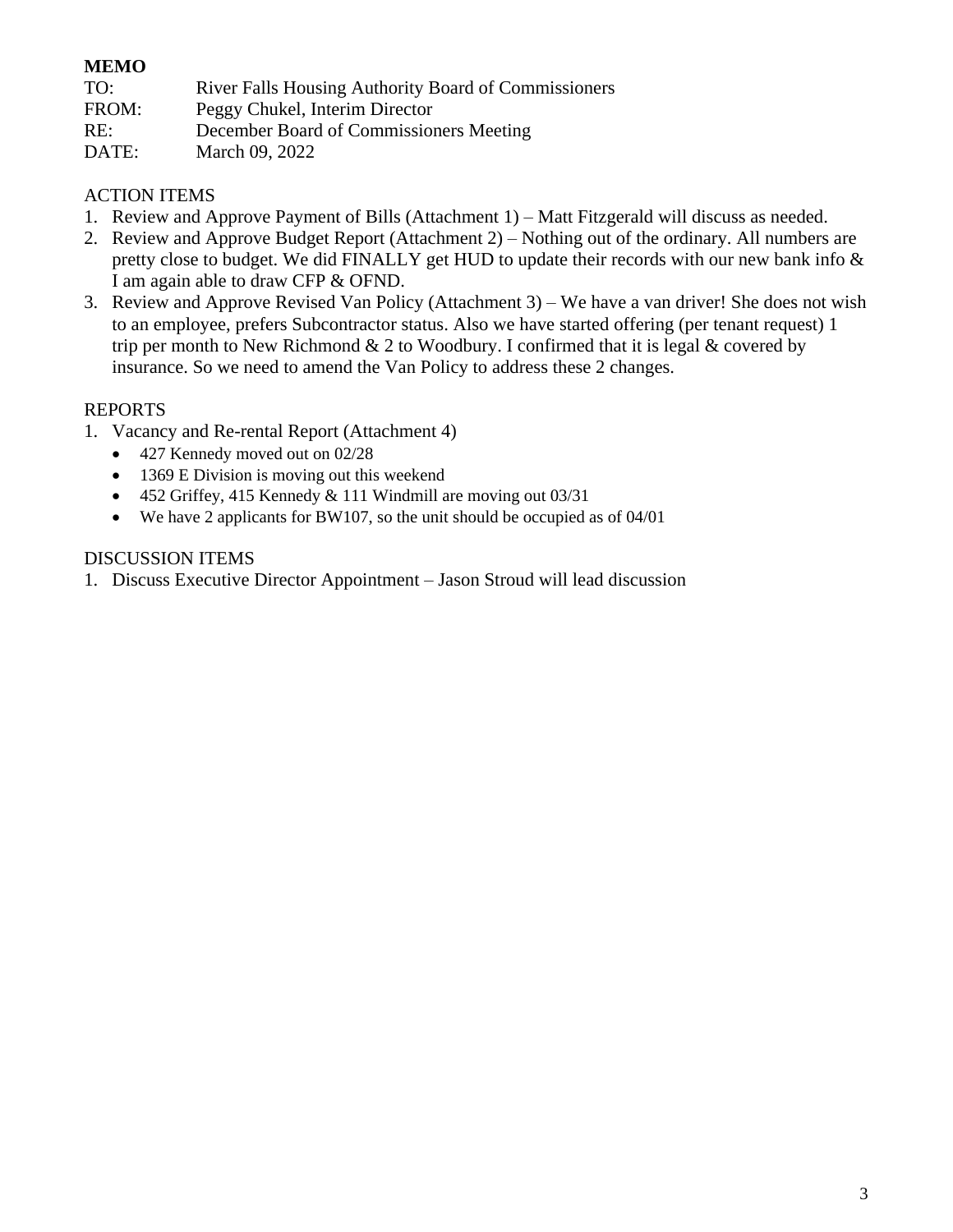**MEMO**

TO: River Falls Housing Authority Board of Commissioners
FROM: Peggy Chukel, Interim Director
RE: December Board of Commissioners Meeting
DATE: March 09, 2022

ACTION ITEMS

1. Review and Approve Payment of Bills (Attachment 1) – Matt Fitzgerald will discuss as needed.
2. Review and Approve Budget Report (Attachment 2) – Nothing out of the ordinary. All numbers are pretty close to budget. We did FINALLY get HUD to update their records with our new bank info & I am again able to draw CFP & OFND.
3. Review and Approve Revised Van Policy (Attachment 3) – We have a van driver! She does not wish to an employee, prefers Subcontractor status. Also we have started offering (per tenant request) 1 trip per month to New Richmond & 2 to Woodbury. I confirmed that it is legal & covered by insurance. So we need to amend the Van Policy to address these 2 changes.

REPORTS

1. Vacancy and Re-rental Report (Attachment 4)
   - 427 Kennedy moved out on 02/28
   - 1369 E Division is moving out this weekend
   - 452 Griffey, 415 Kennedy & 111 Windmill are moving out 03/31
   - We have 2 applicants for BW107, so the unit should be occupied as of 04/01

DISCUSSION ITEMS

1. Discuss Executive Director Appointment – Jason Stroud will lead discussion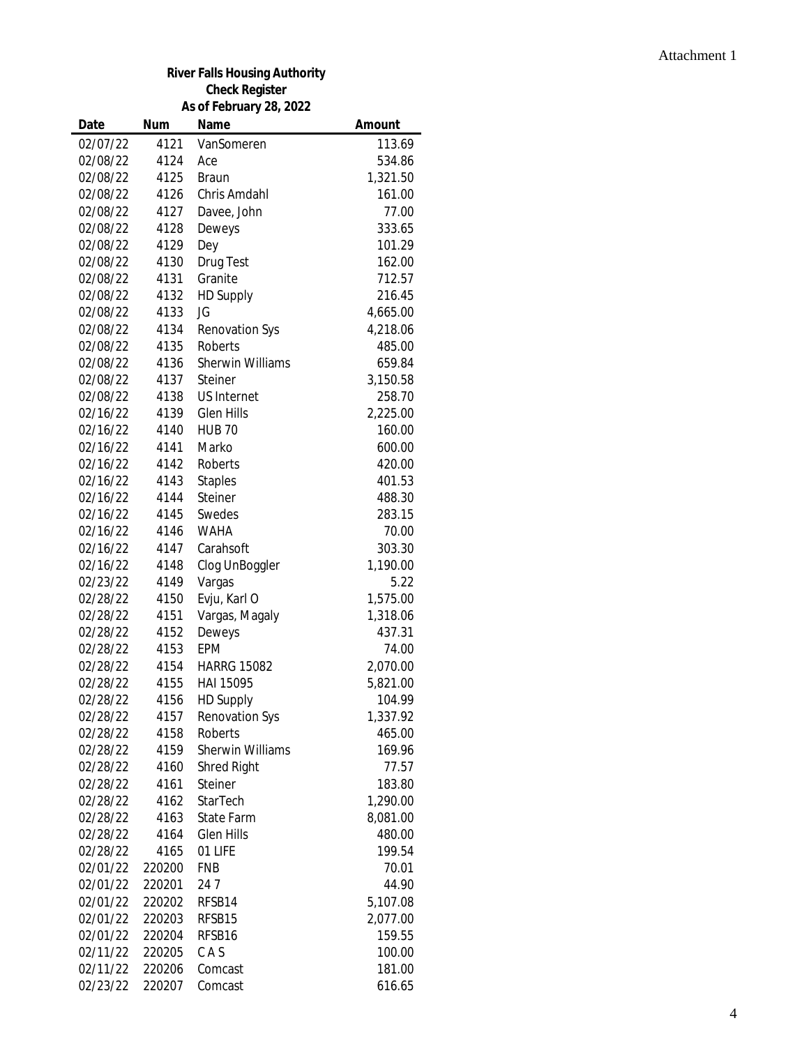Attachment 1

**River Falls Housing Authority**
**Check Register**
**As of February 28, 2022**

| Date | Num | Name | Amount |
|---|---|---|---|
| 02/07/22 | 4121 | VanSomeren | 113.69 |
| 02/08/22 | 4124 | Ace | 534.86 |
| 02/08/22 | 4125 | Braun | 1,321.50 |
| 02/08/22 | 4126 | Chris Amdahl | 161.00 |
| 02/08/22 | 4127 | Davee, John | 77.00 |
| 02/08/22 | 4128 | Deweys | 333.65 |
| 02/08/22 | 4129 | Dey | 101.29 |
| 02/08/22 | 4130 | Drug Test | 162.00 |
| 02/08/22 | 4131 | Granite | 712.57 |
| 02/08/22 | 4132 | HD Supply | 216.45 |
| 02/08/22 | 4133 | JG | 4,665.00 |
| 02/08/22 | 4134 | Renovation Sys | 4,218.06 |
| 02/08/22 | 4135 | Roberts | 485.00 |
| 02/08/22 | 4136 | Sherwin Williams | 659.84 |
| 02/08/22 | 4137 | Steiner | 3,150.58 |
| 02/08/22 | 4138 | US Internet | 258.70 |
| 02/16/22 | 4139 | Glen Hills | 2,225.00 |
| 02/16/22 | 4140 | HUB 70 | 160.00 |
| 02/16/22 | 4141 | Marko | 600.00 |
| 02/16/22 | 4142 | Roberts | 420.00 |
| 02/16/22 | 4143 | Staples | 401.53 |
| 02/16/22 | 4144 | Steiner | 488.30 |
| 02/16/22 | 4145 | Swedes | 283.15 |
| 02/16/22 | 4146 | WAHA | 70.00 |
| 02/16/22 | 4147 | Carahsoft | 303.30 |
| 02/16/22 | 4148 | Clog UnBoggler | 1,190.00 |
| 02/23/22 | 4149 | Vargas | 5.22 |
| 02/28/22 | 4150 | Evju, Karl O | 1,575.00 |
| 02/28/22 | 4151 | Vargas, Magaly | 1,318.06 |
| 02/28/22 | 4152 | Deweys | 437.31 |
| 02/28/22 | 4153 | EPM | 74.00 |
| 02/28/22 | 4154 | HARRG 15082 | 2,070.00 |
| 02/28/22 | 4155 | HAI 15095 | 5,821.00 |
| 02/28/22 | 4156 | HD Supply | 104.99 |
| 02/28/22 | 4157 | Renovation Sys | 1,337.92 |
| 02/28/22 | 4158 | Roberts | 465.00 |
| 02/28/22 | 4159 | Sherwin Williams | 169.96 |
| 02/28/22 | 4160 | Shred Right | 77.57 |
| 02/28/22 | 4161 | Steiner | 183.80 |
| 02/28/22 | 4162 | StarTech | 1,290.00 |
| 02/28/22 | 4163 | State Farm | 8,081.00 |
| 02/28/22 | 4164 | Glen Hills | 480.00 |
| 02/28/22 | 4165 | 01 LIFE | 199.54 |
| 02/01/22 | 220200 | FNB | 70.01 |
| 02/01/22 | 220201 | 24 7 | 44.90 |
| 02/01/22 | 220202 | RFSB14 | 5,107.08 |
| 02/01/22 | 220203 | RFSB15 | 2,077.00 |
| 02/01/22 | 220204 | RFSB16 | 159.55 |
| 02/11/22 | 220205 | C A S | 100.00 |
| 02/11/22 | 220206 | Comcast | 181.00 |
| 02/23/22 | 220207 | Comcast | 616.65 |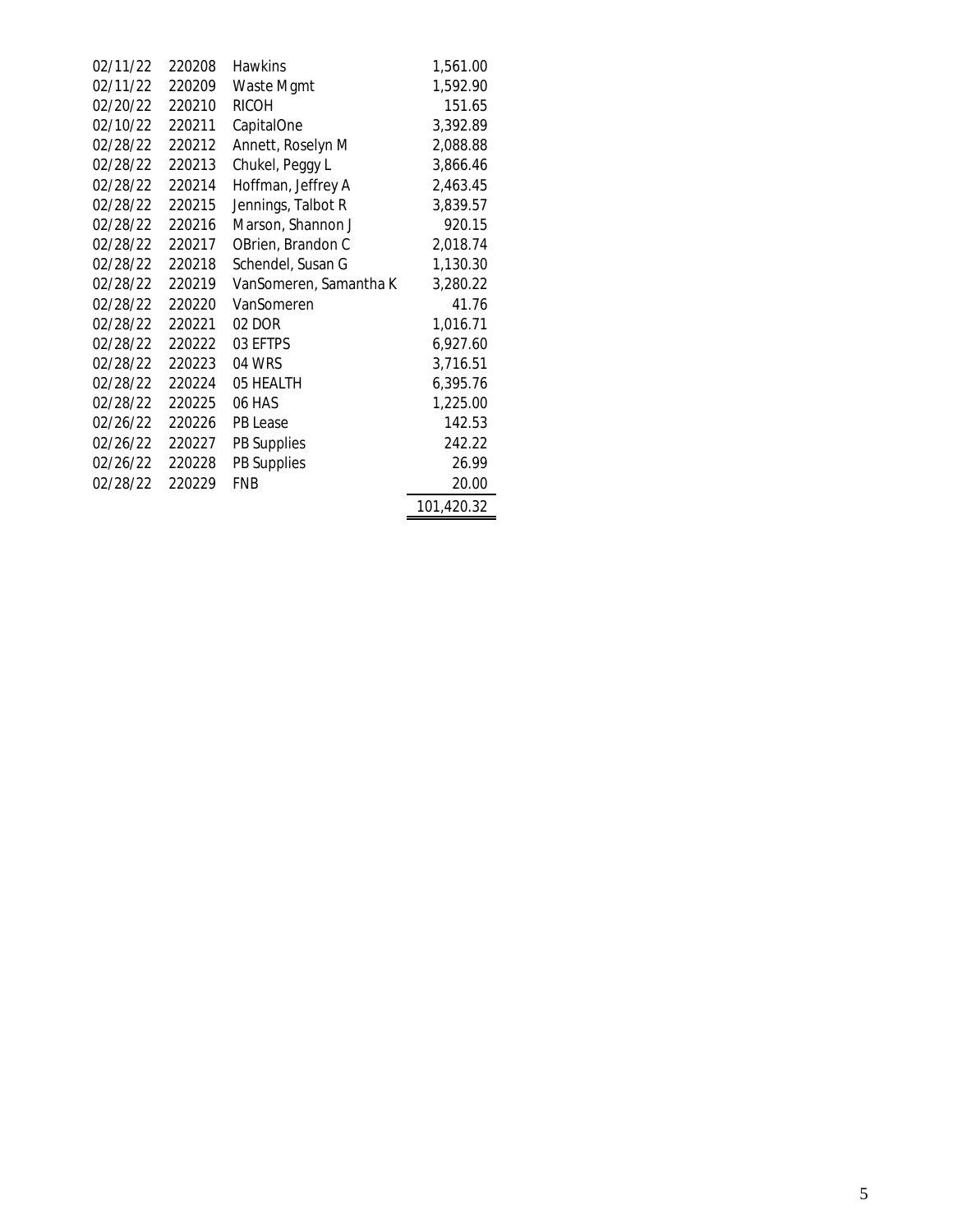| | | | |
|---|---|---|---|
| 02/11/22 | 220208 | Hawkins | 1,561.00 |
| 02/11/22 | 220209 | Waste Mgmt | 1,592.90 |
| 02/20/22 | 220210 | RICOH | 151.65 |
| 02/10/22 | 220211 | CapitalOne | 3,392.89 |
| 02/28/22 | 220212 | Annett, Roselyn M | 2,088.88 |
| 02/28/22 | 220213 | Chukel, Peggy L | 3,866.46 |
| 02/28/22 | 220214 | Hoffman, Jeffrey A | 2,463.45 |
| 02/28/22 | 220215 | Jennings, Talbot R | 3,839.57 |
| 02/28/22 | 220216 | Marson, Shannon J | 920.15 |
| 02/28/22 | 220217 | OBrien, Brandon C | 2,018.74 |
| 02/28/22 | 220218 | Schendel, Susan G | 1,130.30 |
| 02/28/22 | 220219 | VanSomeren, Samantha K | 3,280.22 |
| 02/28/22 | 220220 | VanSomeren | 41.76 |
| 02/28/22 | 220221 | 02 DOR | 1,016.71 |
| 02/28/22 | 220222 | 03 EFTPS | 6,927.60 |
| 02/28/22 | 220223 | 04 WRS | 3,716.51 |
| 02/28/22 | 220224 | 05 HEALTH | 6,395.76 |
| 02/28/22 | 220225 | 06 HAS | 1,225.00 |
| 02/26/22 | 220226 | PB Lease | 142.53 |
| 02/26/22 | 220227 | PB Supplies | 242.22 |
| 02/26/22 | 220228 | PB Supplies | 26.99 |
| 02/28/22 | 220229 | FNB | 20.00 |
| | | | 101,420.32 |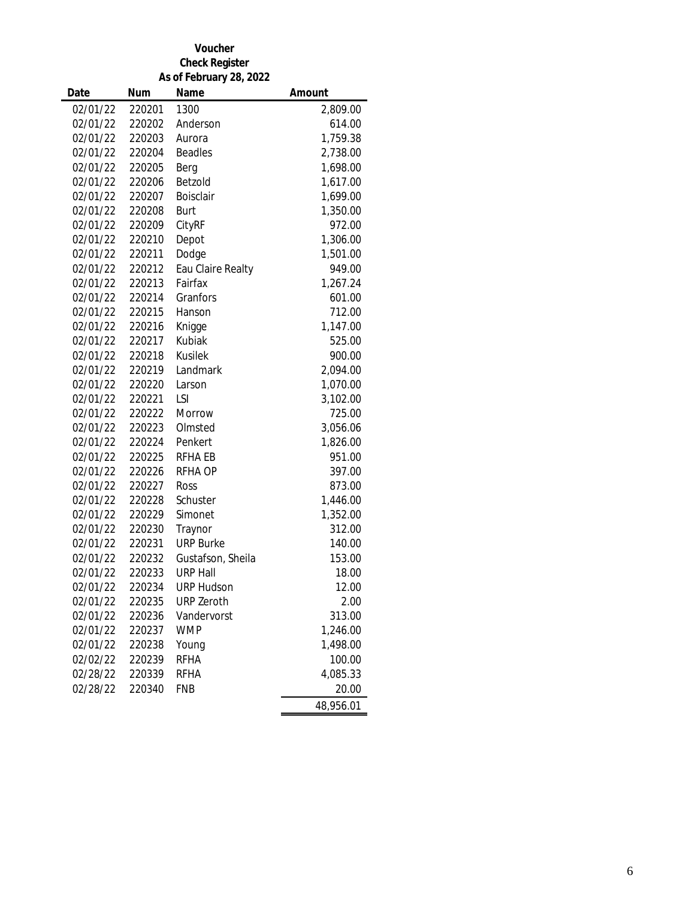**Voucher**
**Check Register**
**As of February 28, 2022**

| Date | Num | Name | Amount |
|---|---|---|---|
| 02/01/22 | 220201 | 1300 | 2,809.00 |
| 02/01/22 | 220202 | Anderson | 614.00 |
| 02/01/22 | 220203 | Aurora | 1,759.38 |
| 02/01/22 | 220204 | Beadles | 2,738.00 |
| 02/01/22 | 220205 | Berg | 1,698.00 |
| 02/01/22 | 220206 | Betzold | 1,617.00 |
| 02/01/22 | 220207 | Boisclair | 1,699.00 |
| 02/01/22 | 220208 | Burt | 1,350.00 |
| 02/01/22 | 220209 | CityRF | 972.00 |
| 02/01/22 | 220210 | Depot | 1,306.00 |
| 02/01/22 | 220211 | Dodge | 1,501.00 |
| 02/01/22 | 220212 | Eau Claire Realty | 949.00 |
| 02/01/22 | 220213 | Fairfax | 1,267.24 |
| 02/01/22 | 220214 | Granfors | 601.00 |
| 02/01/22 | 220215 | Hanson | 712.00 |
| 02/01/22 | 220216 | Knigge | 1,147.00 |
| 02/01/22 | 220217 | Kubiak | 525.00 |
| 02/01/22 | 220218 | Kusilek | 900.00 |
| 02/01/22 | 220219 | Landmark | 2,094.00 |
| 02/01/22 | 220220 | Larson | 1,070.00 |
| 02/01/22 | 220221 | LSI | 3,102.00 |
| 02/01/22 | 220222 | Morrow | 725.00 |
| 02/01/22 | 220223 | Olmsted | 3,056.06 |
| 02/01/22 | 220224 | Penkert | 1,826.00 |
| 02/01/22 | 220225 | RFHA EB | 951.00 |
| 02/01/22 | 220226 | RFHA OP | 397.00 |
| 02/01/22 | 220227 | Ross | 873.00 |
| 02/01/22 | 220228 | Schuster | 1,446.00 |
| 02/01/22 | 220229 | Simonet | 1,352.00 |
| 02/01/22 | 220230 | Traynor | 312.00 |
| 02/01/22 | 220231 | URP Burke | 140.00 |
| 02/01/22 | 220232 | Gustafson, Sheila | 153.00 |
| 02/01/22 | 220233 | URP Hall | 18.00 |
| 02/01/22 | 220234 | URP Hudson | 12.00 |
| 02/01/22 | 220235 | URP Zeroth | 2.00 |
| 02/01/22 | 220236 | Vandervorst | 313.00 |
| 02/01/22 | 220237 | WMP | 1,246.00 |
| 02/01/22 | 220238 | Young | 1,498.00 |
| 02/02/22 | 220239 | RFHA | 100.00 |
| 02/28/22 | 220339 | RFHA | 4,085.33 |
| 02/28/22 | 220340 | FNB | 20.00 |
| | | | 48,956.01 |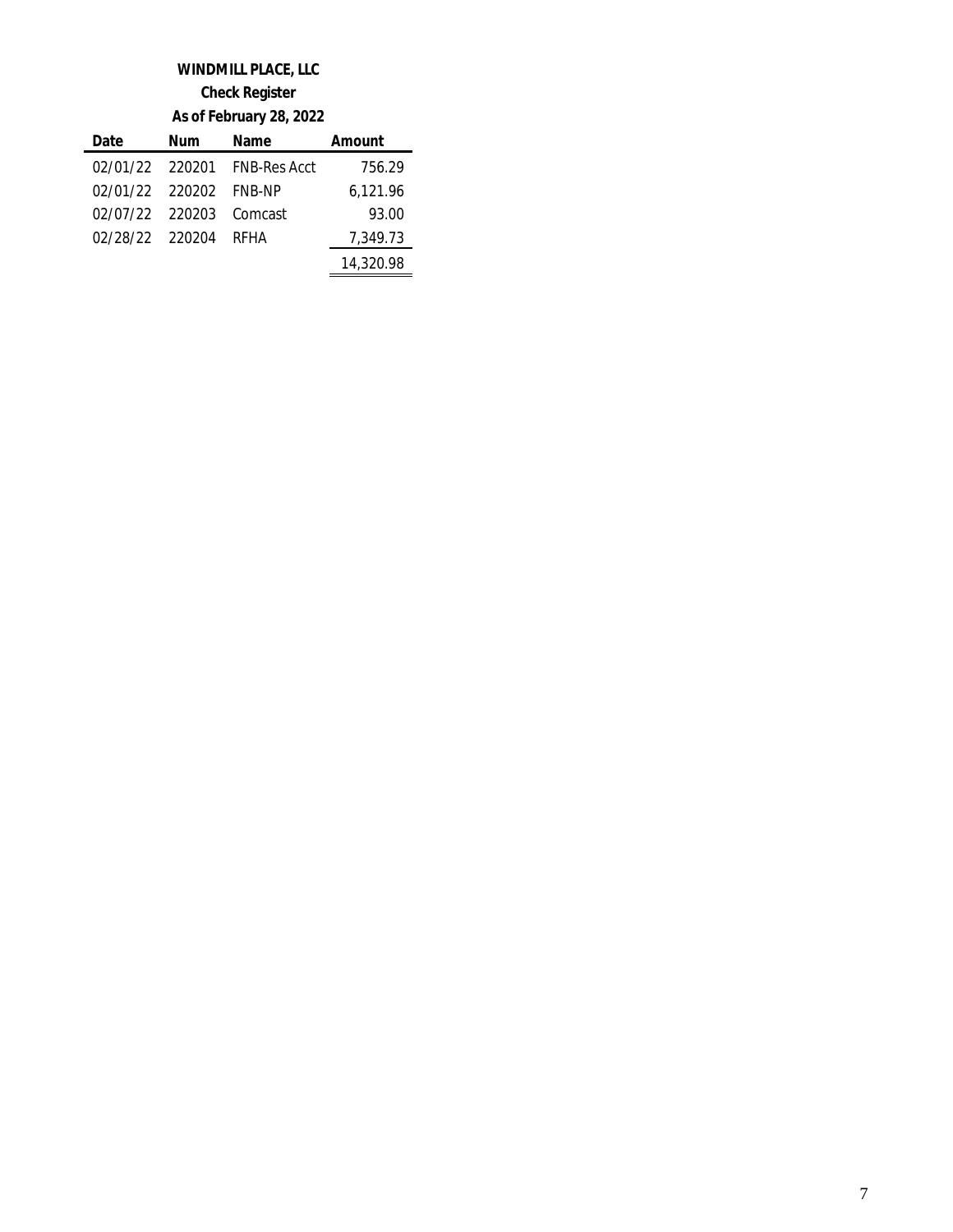# WINDMILL PLACE, LLC

## Check Register

### As of February 28, 2022

| Date | Num | Name | Amount |
|---|---|---|---|
| 02/01/22 | 220201 | FNB-Res Acct | 756.29 |
| 02/01/22 | 220202 | FNB-NP | 6,121.96 |
| 02/07/22 | 220203 | Comcast | 93.00 |
| 02/28/22 | 220204 | RFHA | 7,349.73 |
| | | | 14,320.98 |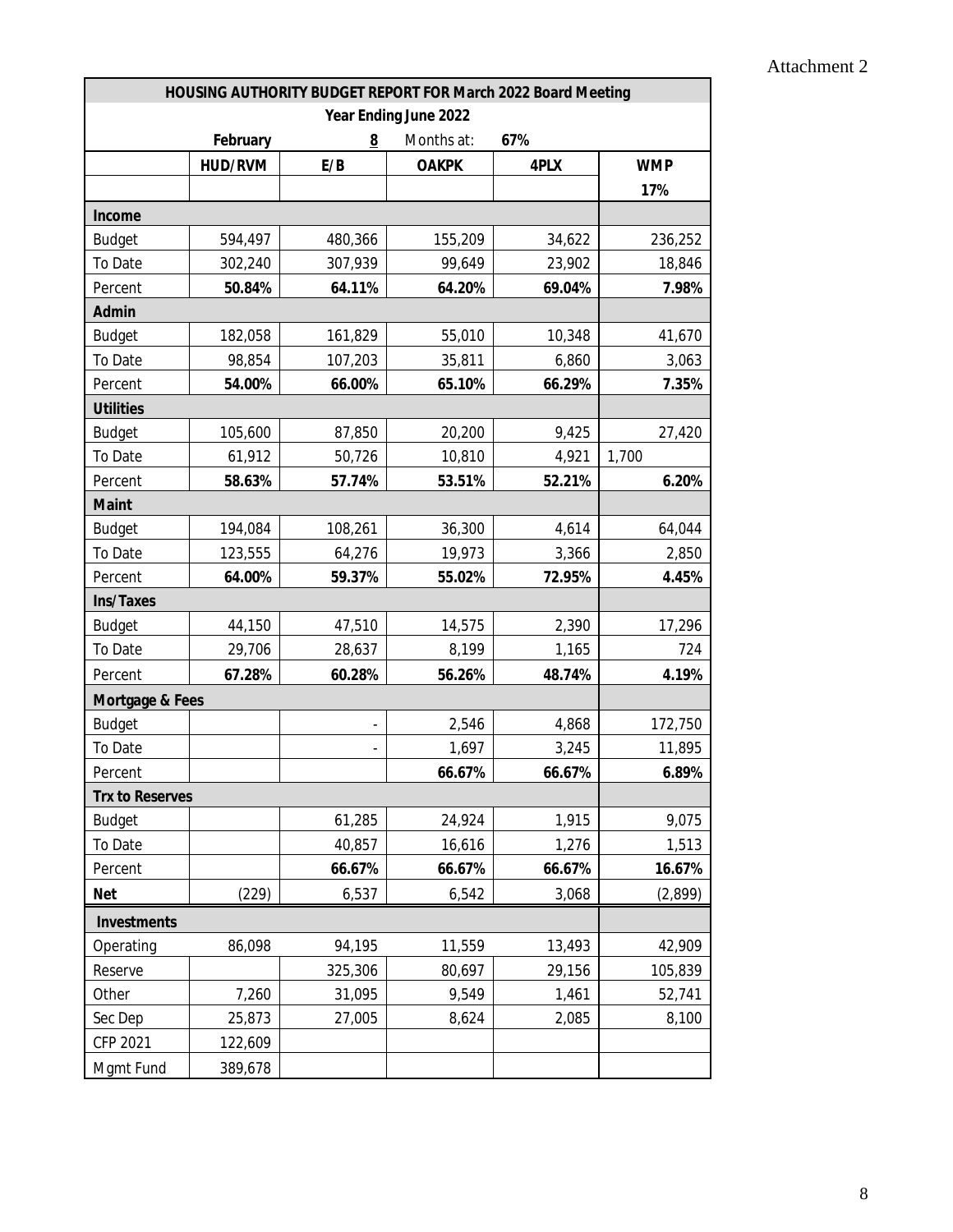Attachment 2

| HOUSING AUTHORITY BUDGET REPORT FOR March 2022 Board Meeting | | | | | |
|---|---|---|---|---|---|
| Year Ending June 2022 | | | | | |
| | February | 8 | Months at: | 67% | |
| | HUD/RVM | E/B | OAKPK | 4PLX | WMP |
| | | | | | 17% |
| **Income** | | | | | |
| Budget | 594,497 | 480,366 | 155,209 | 34,622 | 236,252 |
| To Date | 302,240 | 307,939 | 99,649 | 23,902 | 18,846 |
| Percent | **50.84%** | **64.11%** | **64.20%** | **69.04%** | **7.98%** |
| **Admin** | | | | | |
| Budget | 182,058 | 161,829 | 55,010 | 10,348 | 41,670 |
| To Date | 98,854 | 107,203 | 35,811 | 6,860 | 3,063 |
| Percent | **54.00%** | **66.00%** | **65.10%** | **66.29%** | **7.35%** |
| **Utilities** | | | | | |
| Budget | 105,600 | 87,850 | 20,200 | 9,425 | 27,420 |
| To Date | 61,912 | 50,726 | 10,810 | 4,921 | 1,700 |
| Percent | **58.63%** | **57.74%** | **53.51%** | **52.21%** | **6.20%** |
| **Maint** | | | | | |
| Budget | 194,084 | 108,261 | 36,300 | 4,614 | 64,044 |
| To Date | 123,555 | 64,276 | 19,973 | 3,366 | 2,850 |
| Percent | **64.00%** | **59.37%** | **55.02%** | **72.95%** | **4.45%** |
| **Ins/Taxes** | | | | | |
| Budget | 44,150 | 47,510 | 14,575 | 2,390 | 17,296 |
| To Date | 29,706 | 28,637 | 8,199 | 1,165 | 724 |
| Percent | **67.28%** | **60.28%** | **56.26%** | **48.74%** | **4.19%** |
| **Mortgage & Fees** | | | | | |
| Budget | | - | 2,546 | 4,868 | 172,750 |
| To Date | | - | 1,697 | 3,245 | 11,895 |
| Percent | | | **66.67%** | **66.67%** | **6.89%** |
| **Trx to Reserves** | | | | | |
| Budget | | 61,285 | 24,924 | 1,915 | 9,075 |
| To Date | | 40,857 | 16,616 | 1,276 | 1,513 |
| Percent | | **66.67%** | **66.67%** | **66.67%** | **16.67%** |
| **Net** | (229) | 6,537 | 6,542 | 3,068 | (2,899) |
| **Investments** | | | | | |
| Operating | 86,098 | 94,195 | 11,559 | 13,493 | 42,909 |
| Reserve | | 325,306 | 80,697 | 29,156 | 105,839 |
| Other | 7,260 | 31,095 | 9,549 | 1,461 | 52,741 |
| Sec Dep | 25,873 | 27,005 | 8,624 | 2,085 | 8,100 |
| CFP 2021 | 122,609 | | | | |
| Mgmt Fund | 389,678 | | | | |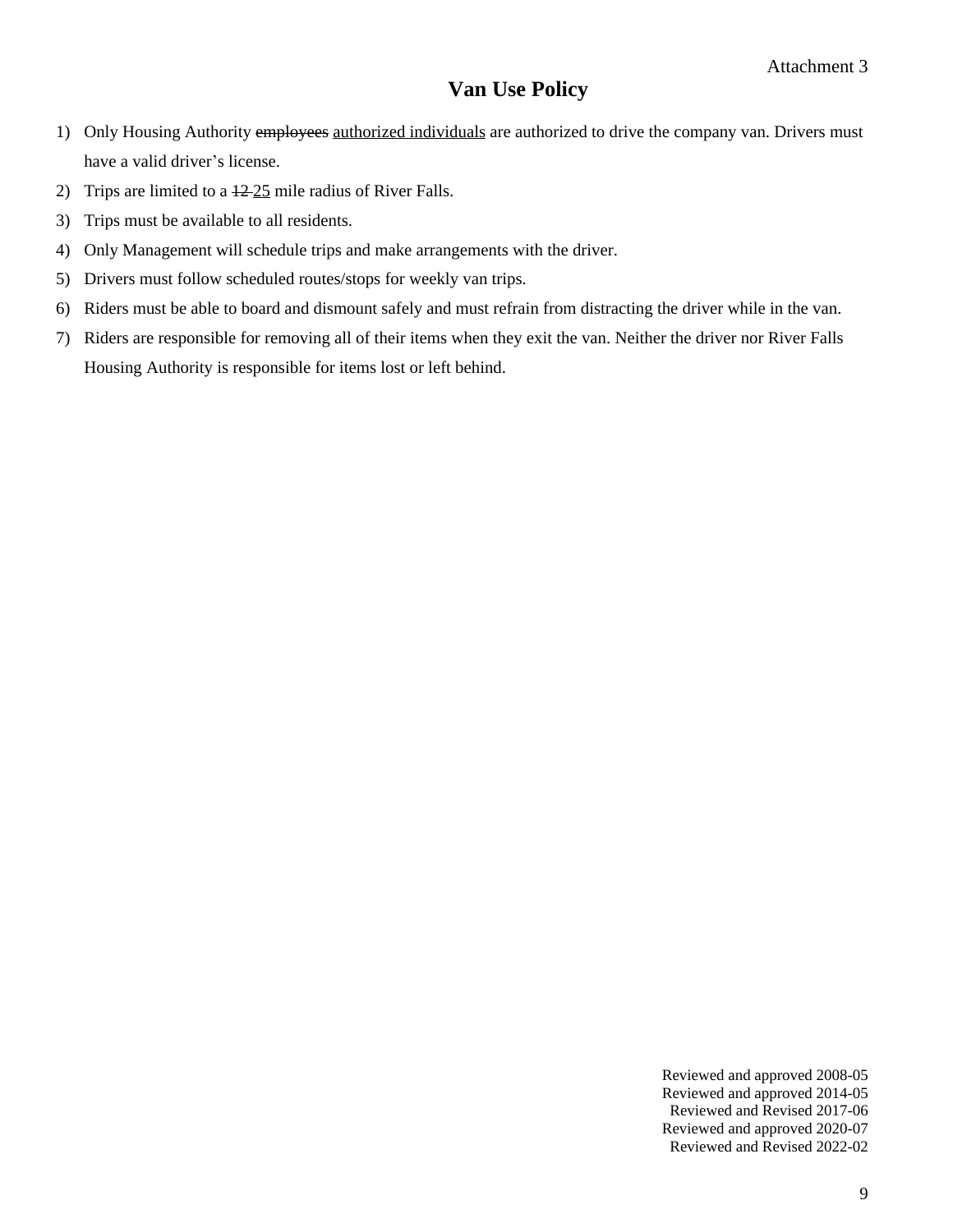Attachment 3

# Van Use Policy

1) Only Housing Authority ~~employees~~ <u>authorized individuals</u> are authorized to drive the company van. Drivers must have a valid driver's license.
2) Trips are limited to a ~~12~~ <u>25</u> mile radius of River Falls.
3) Trips must be available to all residents.
4) Only Management will schedule trips and make arrangements with the driver.
5) Drivers must follow scheduled routes/stops for weekly van trips.
6) Riders must be able to board and dismount safely and must refrain from distracting the driver while in the van.
7) Riders are responsible for removing all of their items when they exit the van. Neither the driver nor River Falls Housing Authority is responsible for items lost or left behind.

Reviewed and approved 2008-05
Reviewed and approved 2014-05
Reviewed and Revised 2017-06
Reviewed and approved 2020-07
Reviewed and Revised 2022-02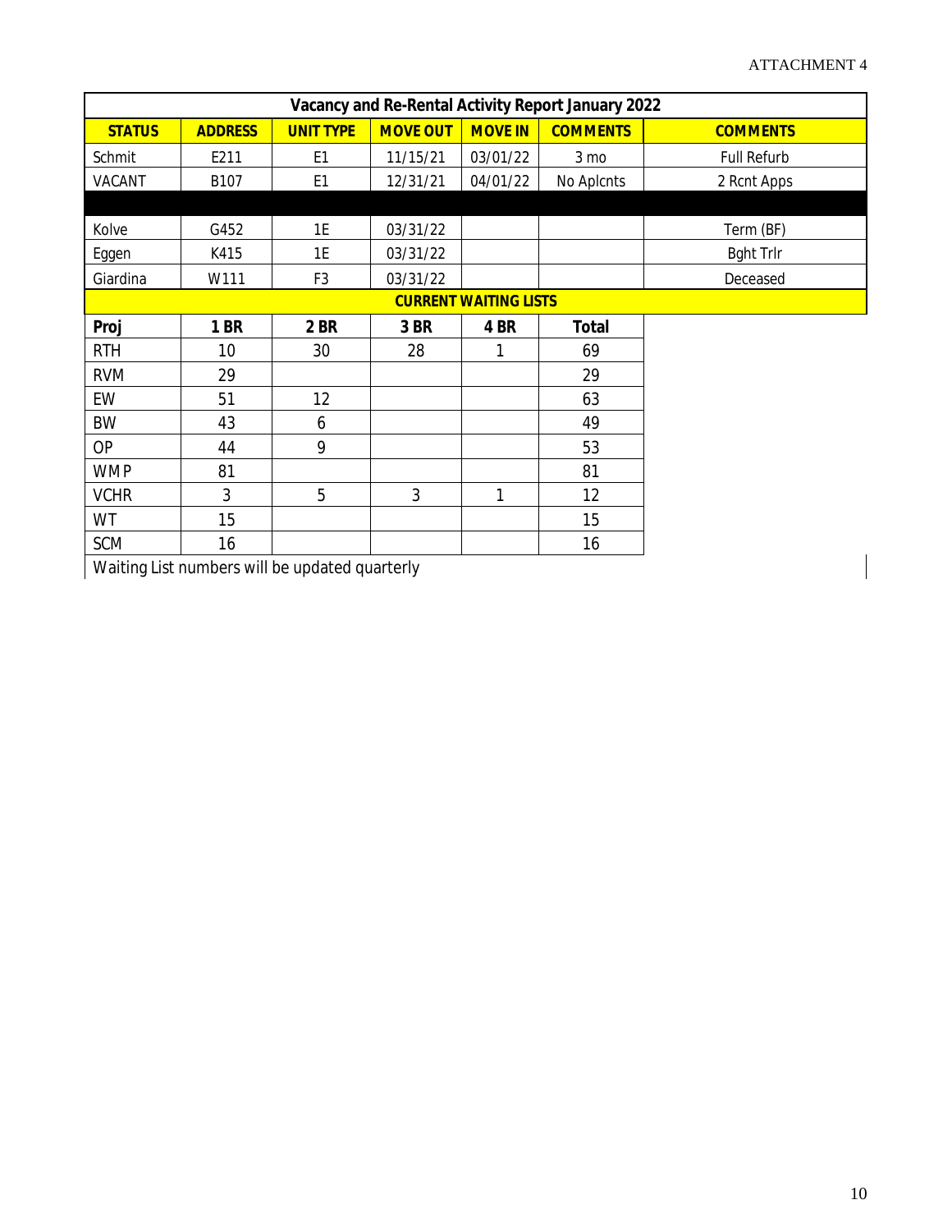ATTACHMENT 4

| Vacancy and Re-Rental Activity Report January 2022 | | | | | | |
|---|---|---|---|---|---|---|
| **STATUS** | **ADDRESS** | **UNIT TYPE** | **MOVE OUT** | **MOVE IN** | **COMMENTS** | **COMMENTS** |
| Schmit | E211 | E1 | 11/15/21 | 03/01/22 | 3 mo | Full Refurb |
| VACANT | B107 | E1 | 12/31/21 | 04/01/22 | No Aplcnts | 2 Rcnt Apps |
| | | | | | | |
| Kolve | G452 | 1E | 03/31/22 | | | Term (BF) |
| Eggen | K415 | 1E | 03/31/22 | | | Bght Trlr |
| Giardina | W111 | F3 | 03/31/22 | | | Deceased |

**CURRENT WAITING LISTS**

| **Proj** | **1 BR** | **2 BR** | **3 BR** | **4 BR** | **Total** |
|---|---|---|---|---|---|
| RTH | 10 | 30 | 28 | 1 | 69 |
| RVM | 29 | | | | 29 |
| EW | 51 | 12 | | | 63 |
| BW | 43 | 6 | | | 49 |
| OP | 44 | 9 | | | 53 |
| WMP | 81 | | | | 81 |
| VCHR | 3 | 5 | 3 | 1 | 12 |
| WT | 15 | | | | 15 |
| SCM | 16 | | | | 16 |

Waiting List numbers will be updated quarterly